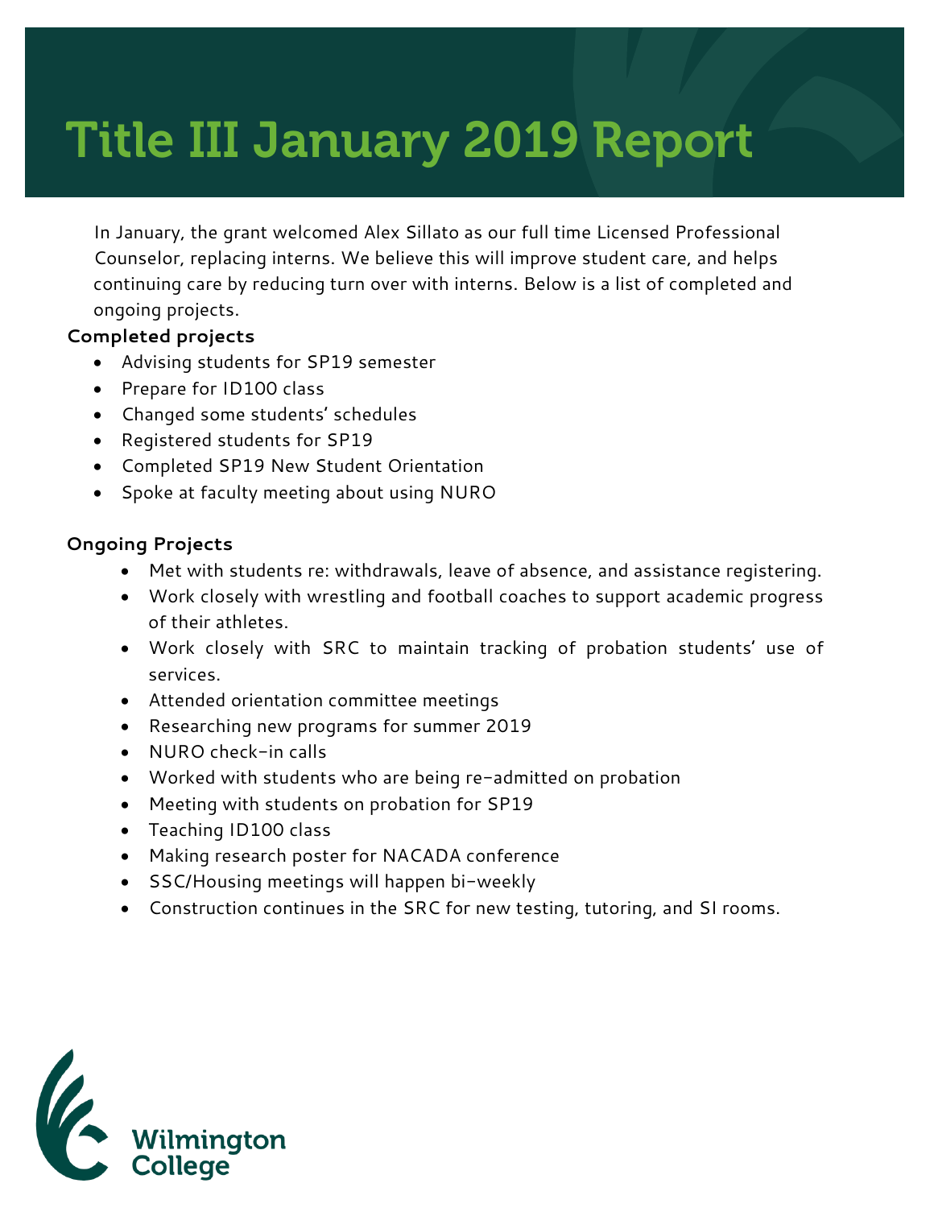# Title III January 2019 Report

In January, the grant welcomed Alex Sillato as our full time Licensed Professional Counselor, replacing interns. We believe this will improve student care, and helps continuing care by reducing turn over with interns. Below is a list of completed and ongoing projects.

**Completed projects**

- Advising students for SP19 semester
- Prepare for ID100 class
- Changed some students' schedules
- Registered students for SP19
- Completed SP19 New Student Orientation
- Spoke at faculty meeting about using NURO

**Ongoing Projects**

- Met with students re: withdrawals, leave of absence, and assistance registering.
- Work closely with wrestling and football coaches to support academic progress of their athletes.
- Work closely with SRC to maintain tracking of probation students' use of services.
- Attended orientation committee meetings
- Researching new programs for summer 2019
- NURO check-in calls
- Worked with students who are being re-admitted on probation
- Meeting with students on probation for SP19
- Teaching ID100 class
- Making research poster for NACADA conference
- SSC/Housing meetings will happen bi-weekly
- Construction continues in the SRC for new testing, tutoring, and SI rooms.

Wilmington College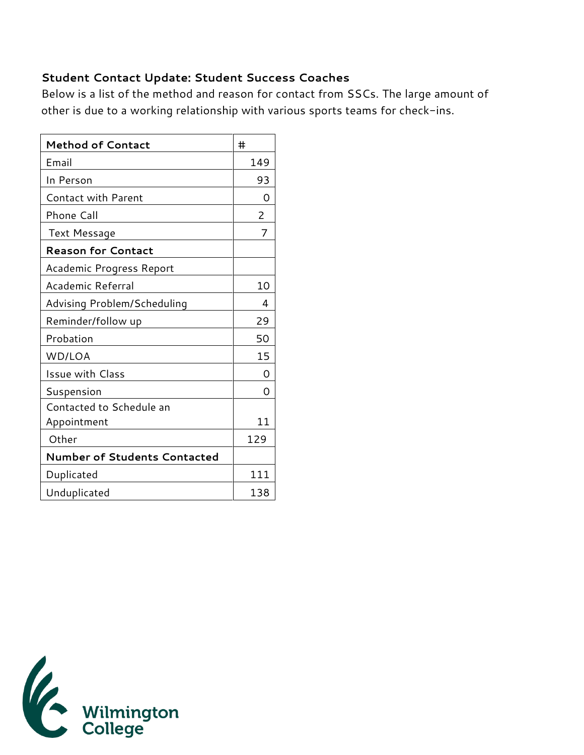**Student Contact Update: Student Success Coaches**

Below is a list of the method and reason for contact from SSCs. The large amount of other is due to a working relationship with various sports teams for check-ins.

| **Method of Contact** | # |
|---|---|
| Email | 149 |
| In Person | 93 |
| Contact with Parent | 0 |
| Phone Call | 2 |
| Text Message | 7 |
| **Reason for Contact** | |
| Academic Progress Report | |
| Academic Referral | 10 |
| Advising Problem/Scheduling | 4 |
| Reminder/follow up | 29 |
| Probation | 50 |
| WD/LOA | 15 |
| Issue with Class | 0 |
| Suspension | 0 |
| Contacted to Schedule an Appointment | 11 |
| Other | 129 |
| **Number of Students Contacted** | |
| Duplicated | 111 |
| Unduplicated | 138 |

Wilmington College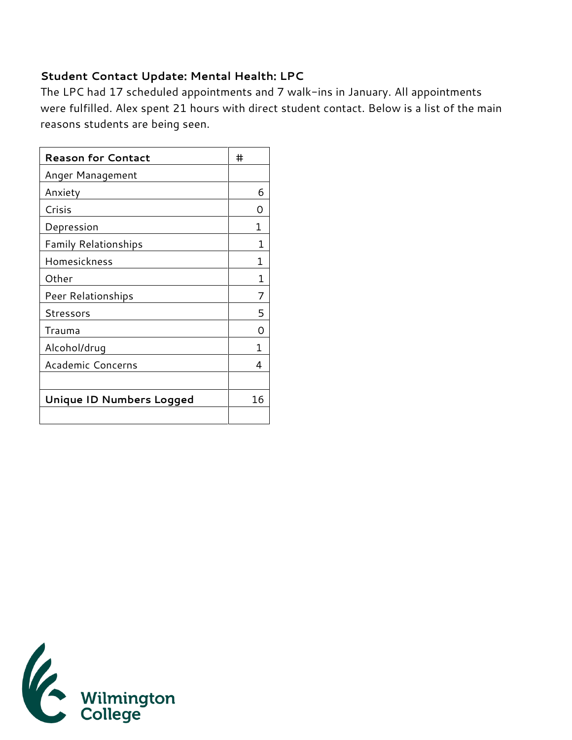**Student Contact Update: Mental Health: LPC**

The LPC had 17 scheduled appointments and 7 walk-ins in January. All appointments were fulfilled. Alex spent 21 hours with direct student contact. Below is a list of the main reasons students are being seen.

| **Reason for Contact** | # |
|---|---|
| Anger Management | |
| Anxiety | 6 |
| Crisis | 0 |
| Depression | 1 |
| Family Relationships | 1 |
| Homesickness | 1 |
| Other | 1 |
| Peer Relationships | 7 |
| Stressors | 5 |
| Trauma | 0 |
| Alcohol/drug | 1 |
| Academic Concerns | 4 |
| | |
| **Unique ID Numbers Logged** | 16 |
| | |

Wilmington College